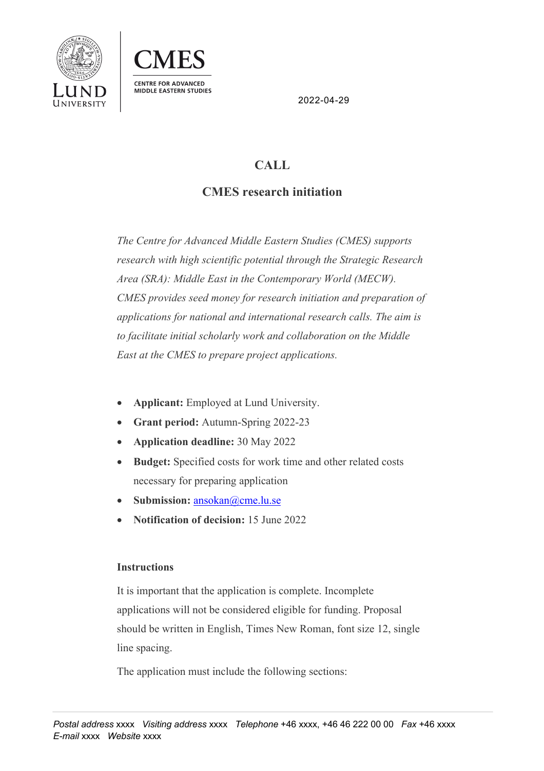2022-04-29

# CALL

## CMES research initiation

*The Centre for Advanced Middle Eastern Studies (CMES) supports research with high scientific potential through the Strategic Research Area (SRA): Middle East in the Contemporary World (MECW). CMES provides seed money for research initiation and preparation of applications for national and international research calls. The aim is to facilitate initial scholarly work and collaboration on the Middle East at the CMES to prepare project applications.*

- **Applicant:** Employed at Lund University.
- **Grant period:** Autumn-Spring 2022-23
- **Application deadline:** 30 May 2022
- **Budget:** Specified costs for work time and other related costs necessary for preparing application
- **Submission:** ansokan@cme.lu.se
- **Notification of decision:** 15 June 2022

**Instructions**

It is important that the application is complete. Incomplete applications will not be considered eligible for funding. Proposal should be written in English, Times New Roman, font size 12, single line spacing.

The application must include the following sections: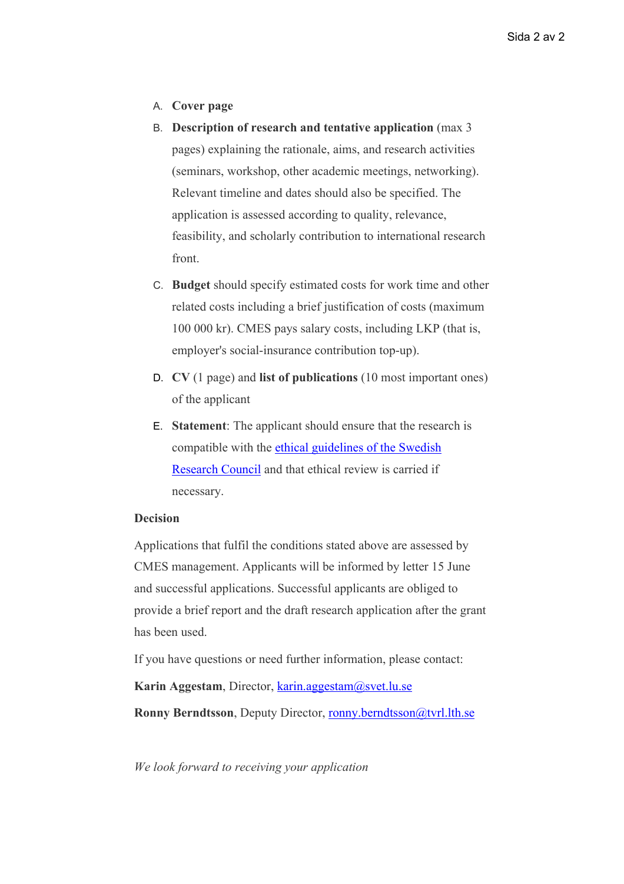A. **Cover page**
B. **Description of research and tentative application** (max 3 pages) explaining the rationale, aims, and research activities (seminars, workshop, other academic meetings, networking). Relevant timeline and dates should also be specified. The application is assessed according to quality, relevance, feasibility, and scholarly contribution to international research front.
C. **Budget** should specify estimated costs for work time and other related costs including a brief justification of costs (maximum 100 000 kr). CMES pays salary costs, including LKP (that is, employer's social-insurance contribution top-up).
D. **CV** (1 page) and **list of publications** (10 most important ones) of the applicant
E. **Statement**: The applicant should ensure that the research is compatible with the [ethical guidelines of the Swedish Research Council]() and that ethical review is carried if necessary.

**Decision**

Applications that fulfil the conditions stated above are assessed by CMES management. Applicants will be informed by letter 15 June and successful applications. Successful applicants are obliged to provide a brief report and the draft research application after the grant has been used.

If you have questions or need further information, please contact:

**Karin Aggestam**, Director, karin.aggestam@svet.lu.se

**Ronny Berndtsson**, Deputy Director, ronny.berndtsson@tvrl.lth.se

*We look forward to receiving your application*